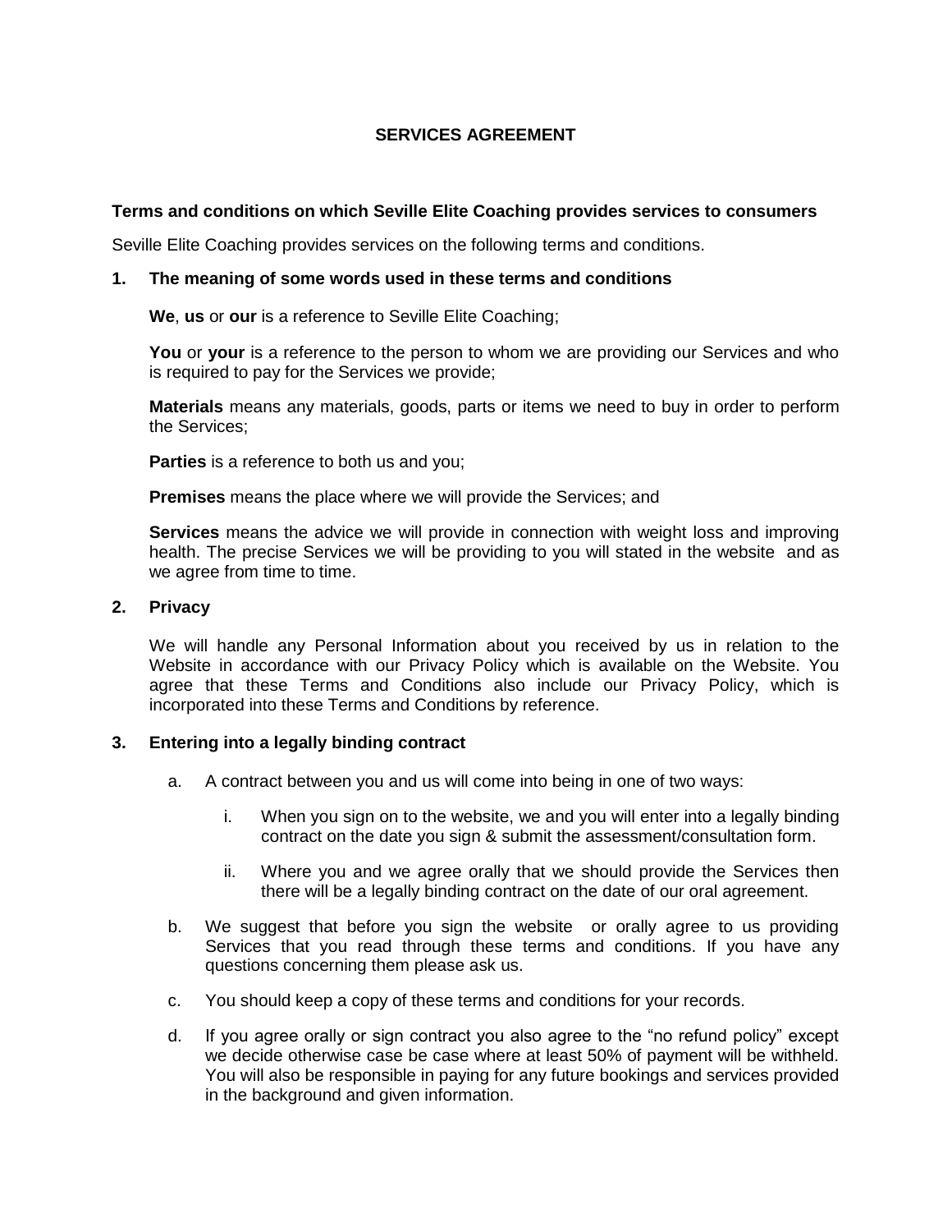# SERVICES AGREEMENT

## Terms and conditions on which Seville Elite Coaching provides services to consumers

Seville Elite Coaching provides services on the following terms and conditions.

### 1. The meaning of some words used in these terms and conditions

**We**, **us** or **our** is a reference to Seville Elite Coaching;

**You** or **your** is a reference to the person to whom we are providing our Services and who is required to pay for the Services we provide;

**Materials** means any materials, goods, parts or items we need to buy in order to perform the Services;

**Parties** is a reference to both us and you;

**Premises** means the place where we will provide the Services; and

**Services** means the advice we will provide in connection with weight loss and improving health. The precise Services we will be providing to you will stated in the website and as we agree from time to time.

### 2. Privacy

We will handle any Personal Information about you received by us in relation to the Website in accordance with our Privacy Policy which is available on the Website. You agree that these Terms and Conditions also include our Privacy Policy, which is incorporated into these Terms and Conditions by reference.

### 3. Entering into a legally binding contract

a. A contract between you and us will come into being in one of two ways:

   i. When you sign on to the website, we and you will enter into a legally binding contract on the date you sign & submit the assessment/consultation form.

   ii. Where you and we agree orally that we should provide the Services then there will be a legally binding contract on the date of our oral agreement.

b. We suggest that before you sign the website or orally agree to us providing Services that you read through these terms and conditions. If you have any questions concerning them please ask us.

c. You should keep a copy of these terms and conditions for your records.

d. If you agree orally or sign contract you also agree to the "no refund policy" except we decide otherwise case be case where at least 50% of payment will be withheld. You will also be responsible in paying for any future bookings and services provided in the background and given information.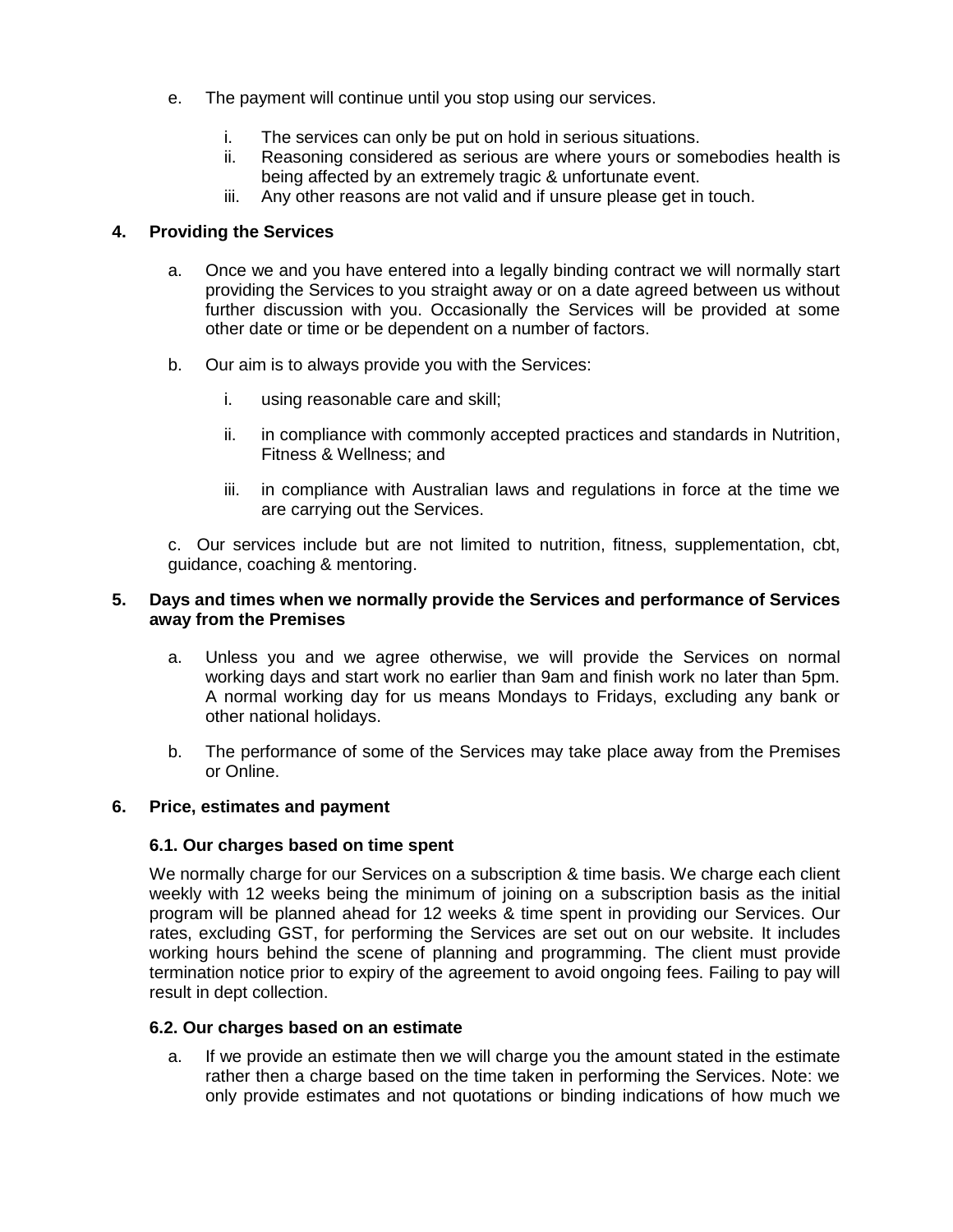e. The payment will continue until you stop using our services.

   i. The services can only be put on hold in serious situations.
   ii. Reasoning considered as serious are where yours or somebodies health is being affected by an extremely tragic & unfortunate event.
   iii. Any other reasons are not valid and if unsure please get in touch.

## 4. Providing the Services

a. Once we and you have entered into a legally binding contract we will normally start providing the Services to you straight away or on a date agreed between us without further discussion with you. Occasionally the Services will be provided at some other date or time or be dependent on a number of factors.

b. Our aim is to always provide you with the Services:

   i. using reasonable care and skill;

   ii. in compliance with commonly accepted practices and standards in Nutrition, Fitness & Wellness; and

   iii. in compliance with Australian laws and regulations in force at the time we are carrying out the Services.

c. Our services include but are not limited to nutrition, fitness, supplementation, cbt, guidance, coaching & mentoring.

## 5. Days and times when we normally provide the Services and performance of Services away from the Premises

a. Unless you and we agree otherwise, we will provide the Services on normal working days and start work no earlier than 9am and finish work no later than 5pm. A normal working day for us means Mondays to Fridays, excluding any bank or other national holidays.

b. The performance of some of the Services may take place away from the Premises or Online.

## 6. Price, estimates and payment

### 6.1. Our charges based on time spent

We normally charge for our Services on a subscription & time basis. We charge each client weekly with 12 weeks being the minimum of joining on a subscription basis as the initial program will be planned ahead for 12 weeks & time spent in providing our Services. Our rates, excluding GST, for performing the Services are set out on our website. It includes working hours behind the scene of planning and programming. The client must provide termination notice prior to expiry of the agreement to avoid ongoing fees. Failing to pay will result in dept collection.

### 6.2. Our charges based on an estimate

a. If we provide an estimate then we will charge you the amount stated in the estimate rather then a charge based on the time taken in performing the Services. Note: we only provide estimates and not quotations or binding indications of how much we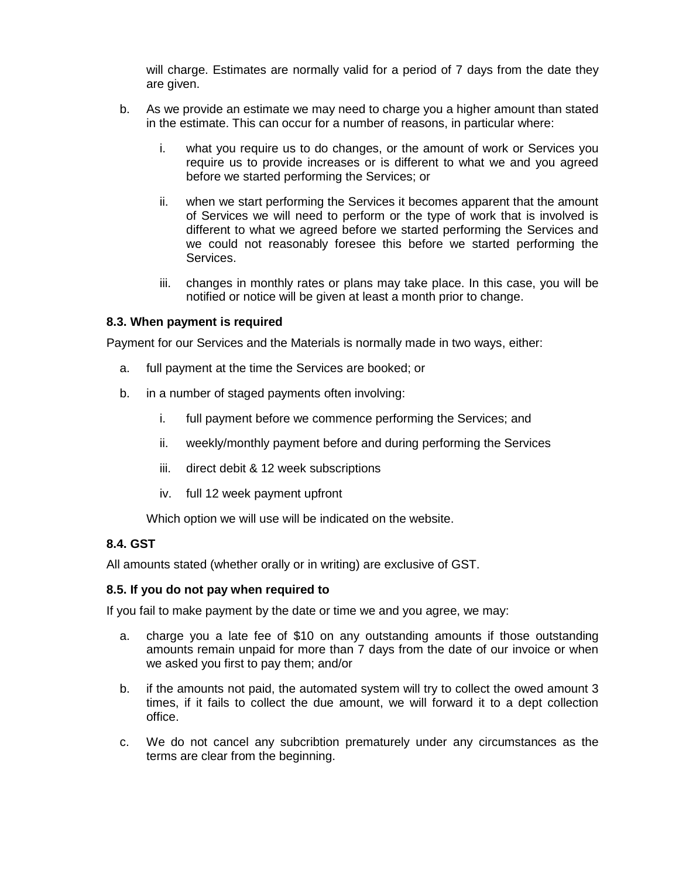will charge. Estimates are normally valid for a period of 7 days from the date they are given.

b. As we provide an estimate we may need to charge you a higher amount than stated in the estimate. This can occur for a number of reasons, in particular where:

   i. what you require us to do changes, or the amount of work or Services you require us to provide increases or is different to what we and you agreed before we started performing the Services; or

   ii. when we start performing the Services it becomes apparent that the amount of Services we will need to perform or the type of work that is involved is different to what we agreed before we started performing the Services and we could not reasonably foresee this before we started performing the Services.

   iii. changes in monthly rates or plans may take place. In this case, you will be notified or notice will be given at least a month prior to change.

**8.3. When payment is required**

Payment for our Services and the Materials is normally made in two ways, either:

a. full payment at the time the Services are booked; or

b. in a number of staged payments often involving:

   i. full payment before we commence performing the Services; and

   ii. weekly/monthly payment before and during performing the Services

   iii. direct debit & 12 week subscriptions

   iv. full 12 week payment upfront

   Which option we will use will be indicated on the website.

**8.4. GST**

All amounts stated (whether orally or in writing) are exclusive of GST.

**8.5. If you do not pay when required to**

If you fail to make payment by the date or time we and you agree, we may:

a. charge you a late fee of $10 on any outstanding amounts if those outstanding amounts remain unpaid for more than 7 days from the date of our invoice or when we asked you first to pay them; and/or

b. if the amounts not paid, the automated system will try to collect the owed amount 3 times, if it fails to collect the due amount, we will forward it to a dept collection office.

c. We do not cancel any subcribtion prematurely under any circumstances as the terms are clear from the beginning.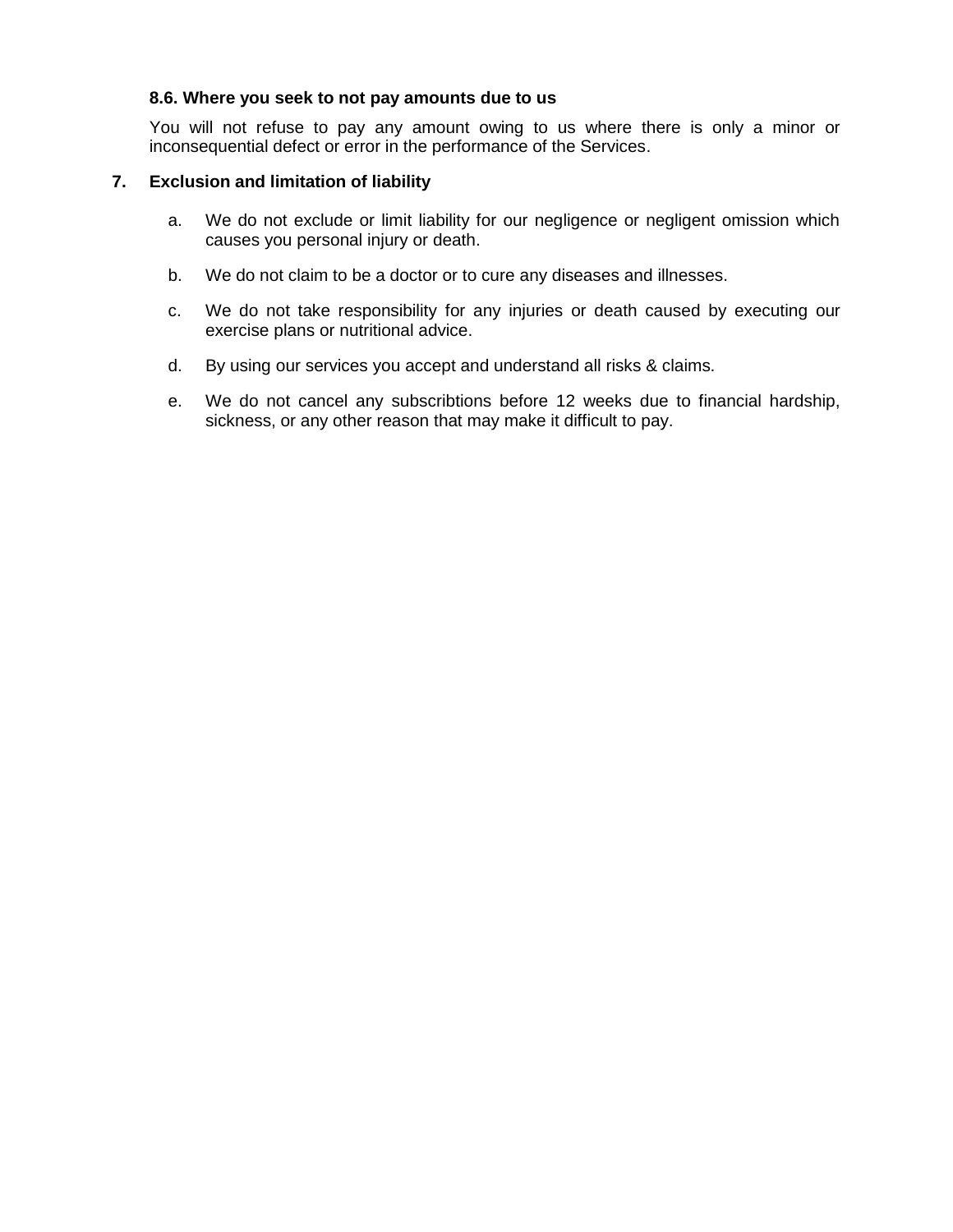**8.6. Where you seek to not pay amounts due to us**

You will not refuse to pay any amount owing to us where there is only a minor or inconsequential defect or error in the performance of the Services.

**7. Exclusion and limitation of liability**

a. We do not exclude or limit liability for our negligence or negligent omission which causes you personal injury or death.

b. We do not claim to be a doctor or to cure any diseases and illnesses.

c. We do not take responsibility for any injuries or death caused by executing our exercise plans or nutritional advice.

d. By using our services you accept and understand all risks & claims.

e. We do not cancel any subscribtions before 12 weeks due to financial hardship, sickness, or any other reason that may make it difficult to pay.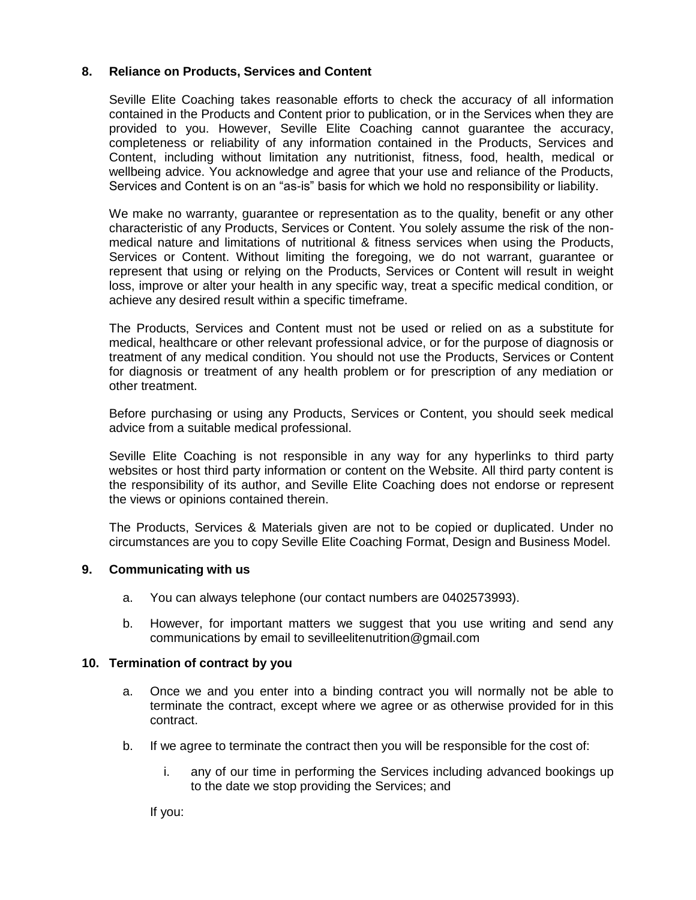## 8. Reliance on Products, Services and Content

Seville Elite Coaching takes reasonable efforts to check the accuracy of all information contained in the Products and Content prior to publication, or in the Services when they are provided to you. However, Seville Elite Coaching cannot guarantee the accuracy, completeness or reliability of any information contained in the Products, Services and Content, including without limitation any nutritionist, fitness, food, health, medical or wellbeing advice. You acknowledge and agree that your use and reliance of the Products, Services and Content is on an "as-is" basis for which we hold no responsibility or liability.

We make no warranty, guarantee or representation as to the quality, benefit or any other characteristic of any Products, Services or Content. You solely assume the risk of the non-medical nature and limitations of nutritional & fitness services when using the Products, Services or Content. Without limiting the foregoing, we do not warrant, guarantee or represent that using or relying on the Products, Services or Content will result in weight loss, improve or alter your health in any specific way, treat a specific medical condition, or achieve any desired result within a specific timeframe.

The Products, Services and Content must not be used or relied on as a substitute for medical, healthcare or other relevant professional advice, or for the purpose of diagnosis or treatment of any medical condition. You should not use the Products, Services or Content for diagnosis or treatment of any health problem or for prescription of any mediation or other treatment.

Before purchasing or using any Products, Services or Content, you should seek medical advice from a suitable medical professional.

Seville Elite Coaching is not responsible in any way for any hyperlinks to third party websites or host third party information or content on the Website. All third party content is the responsibility of its author, and Seville Elite Coaching does not endorse or represent the views or opinions contained therein.

The Products, Services & Materials given are not to be copied or duplicated. Under no circumstances are you to copy Seville Elite Coaching Format, Design and Business Model.

## 9. Communicating with us

a. You can always telephone (our contact numbers are 0402573993).

b. However, for important matters we suggest that you use writing and send any communications by email to sevilleelitenutrition@gmail.com

## 10. Termination of contract by you

a. Once we and you enter into a binding contract you will normally not be able to terminate the contract, except where we agree or as otherwise provided for in this contract.

b. If we agree to terminate the contract then you will be responsible for the cost of:

   i. any of our time in performing the Services including advanced bookings up to the date we stop providing the Services; and

If you: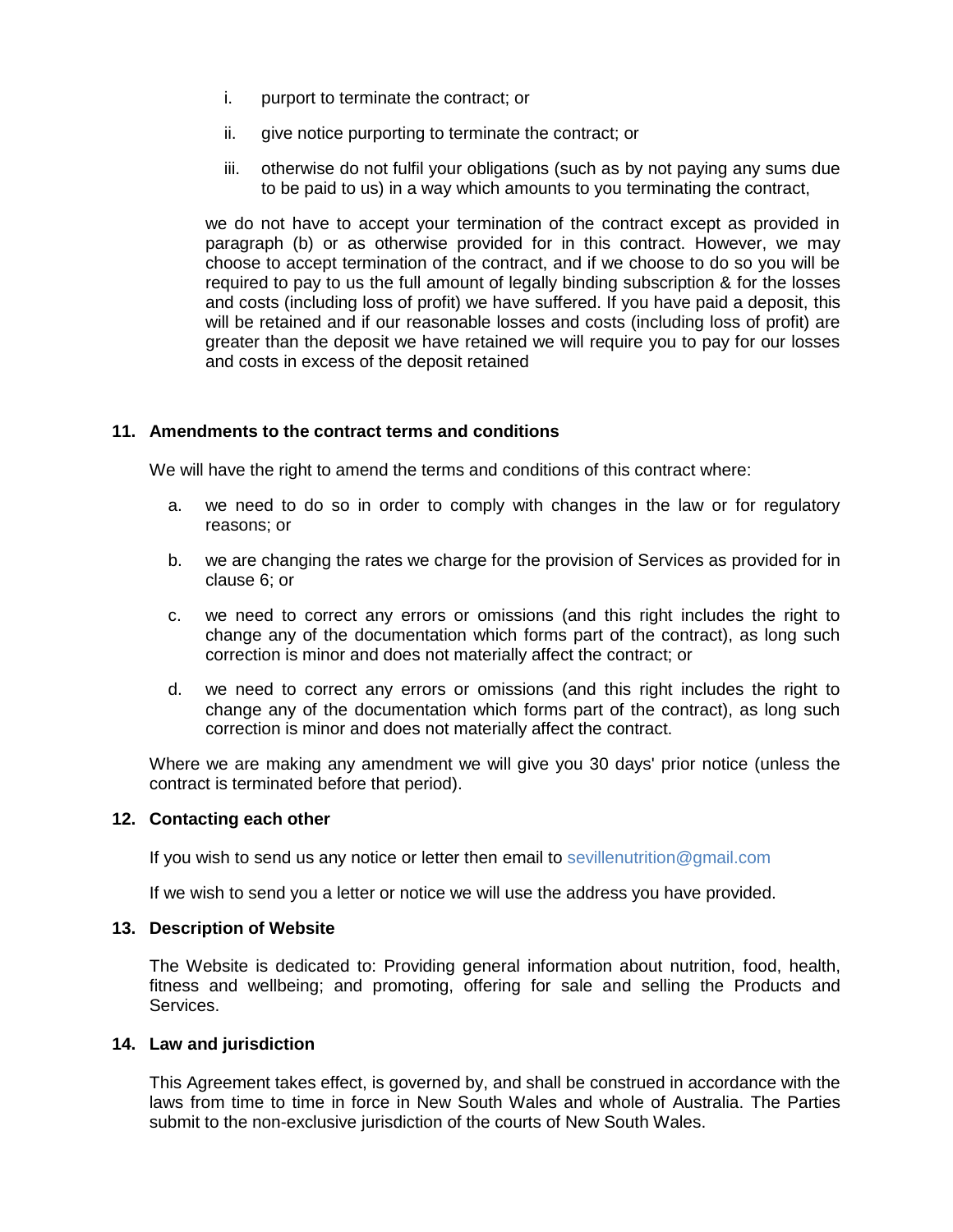i. purport to terminate the contract; or

ii. give notice purporting to terminate the contract; or

iii. otherwise do not fulfil your obligations (such as by not paying any sums due to be paid to us) in a way which amounts to you terminating the contract,

we do not have to accept your termination of the contract except as provided in paragraph (b) or as otherwise provided for in this contract. However, we may choose to accept termination of the contract, and if we choose to do so you will be required to pay to us the full amount of legally binding subscription & for the losses and costs (including loss of profit) we have suffered. If you have paid a deposit, this will be retained and if our reasonable losses and costs (including loss of profit) are greater than the deposit we have retained we will require you to pay for our losses and costs in excess of the deposit retained

**11. Amendments to the contract terms and conditions**

We will have the right to amend the terms and conditions of this contract where:

a. we need to do so in order to comply with changes in the law or for regulatory reasons; or

b. we are changing the rates we charge for the provision of Services as provided for in clause 6; or

c. we need to correct any errors or omissions (and this right includes the right to change any of the documentation which forms part of the contract), as long such correction is minor and does not materially affect the contract; or

d. we need to correct any errors or omissions (and this right includes the right to change any of the documentation which forms part of the contract), as long such correction is minor and does not materially affect the contract.

Where we are making any amendment we will give you 30 days' prior notice (unless the contract is terminated before that period).

**12. Contacting each other**

If you wish to send us any notice or letter then email to sevillenutrition@gmail.com

If we wish to send you a letter or notice we will use the address you have provided.

**13. Description of Website**

The Website is dedicated to: Providing general information about nutrition, food, health, fitness and wellbeing; and promoting, offering for sale and selling the Products and Services.

**14. Law and jurisdiction**

This Agreement takes effect, is governed by, and shall be construed in accordance with the laws from time to time in force in New South Wales and whole of Australia. The Parties submit to the non-exclusive jurisdiction of the courts of New South Wales.